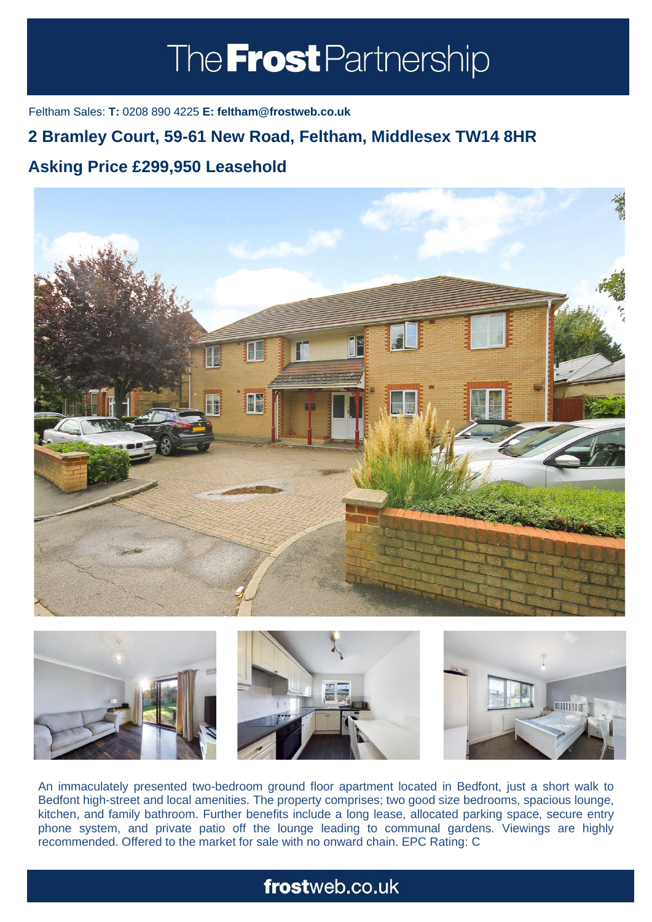# The Frost Partnership

Feltham Sales: **T:** 0208 890 4225 **E: feltham@frostweb.co.uk**

## 2 Bramley Court, 59-61 New Road, Feltham, Middlesex TW14 8HR

## Asking Price £299,950 Leasehold

An immaculately presented two-bedroom ground floor apartment located in Bedfont, just a short walk to Bedfont high-street and local amenities. The property comprises; two good size bedrooms, spacious lounge, kitchen, and family bathroom. Further benefits include a long lease, allocated parking space, secure entry phone system, and private patio off the lounge leading to communal gardens. Viewings are highly recommended. Offered to the market for sale with no onward chain. EPC Rating: C

**frost**web.co.uk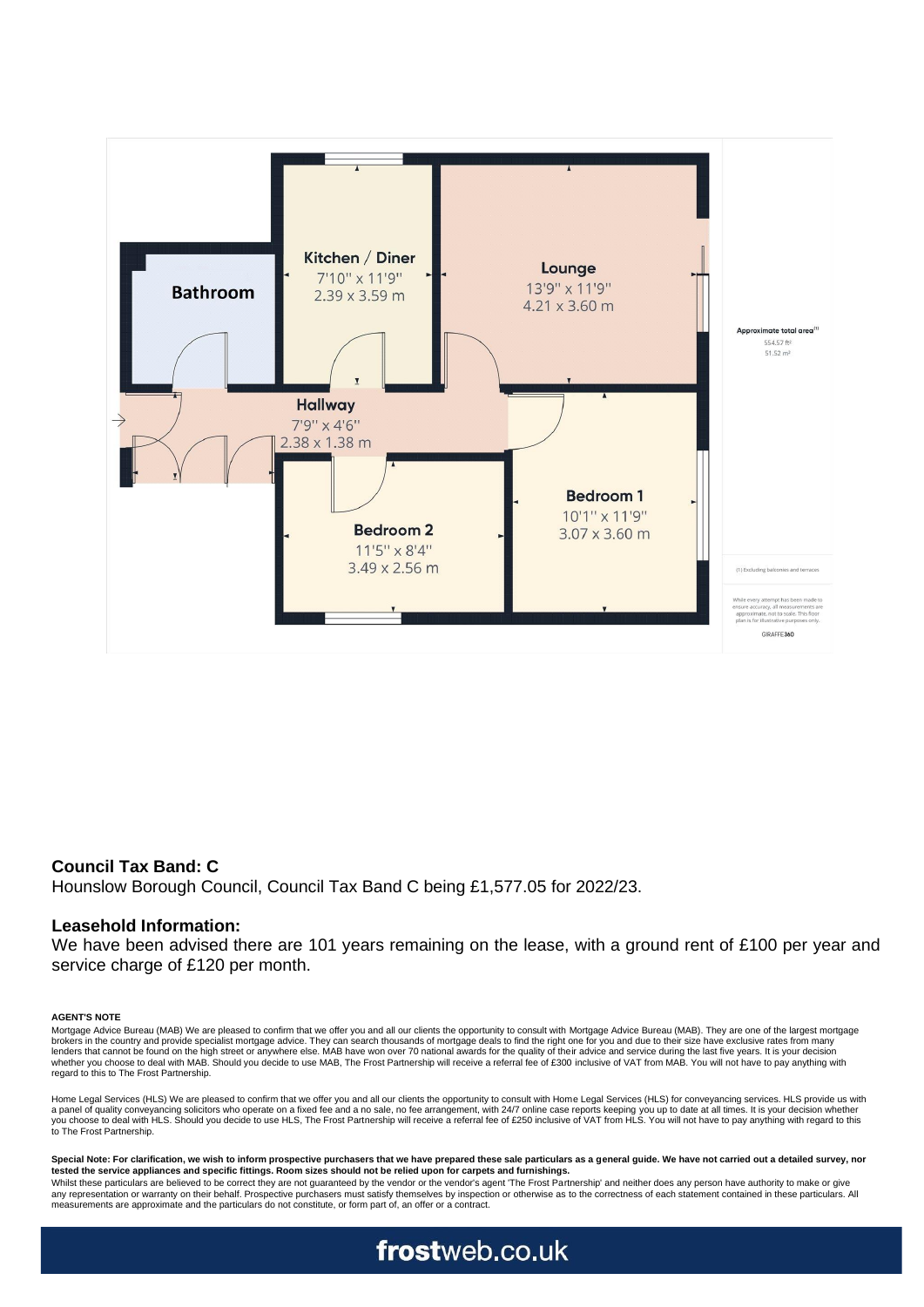Kitchen / Diner
7'10" x 11'9"
2.39 x 3.59 m

Lounge
13'9" x 11'9"
4.21 x 3.60 m

Bathroom

Hallway
7'9" x 4'6"
2.38 x 1.38 m

Bedroom 1
10'1" x 11'9"
3.07 x 3.60 m

Bedroom 2
11'5" x 8'4"
3.49 x 2.56 m

Approximate total area[1]
554.57 ft²
51.52 m²

(1) Excluding balconies and terraces

While every attempt has been made to ensure accuracy, all measurements are approximate, not to scale. This floor plan is for illustrative purposes only.

GIRAFFE360

**Council Tax Band: C**

Hounslow Borough Council, Council Tax Band C being £1,577.05 for 2022/23.

**Leasehold Information:**

We have been advised there are 101 years remaining on the lease, with a ground rent of £100 per year and service charge of £120 per month.

**AGENT'S NOTE**

Mortgage Advice Bureau (MAB) We are pleased to confirm that we offer you and all our clients the opportunity to consult with Mortgage Advice Bureau (MAB). They are one of the largest mortgage brokers in the country and provide specialist mortgage advice. They can search thousands of mortgage deals to find the right one for you and due to their size have exclusive rates from many lenders that cannot be found on the high street or anywhere else. MAB have won over 70 national awards for the quality of their advice and service during the last five years. It is your decision whether you choose to deal with MAB. Should you decide to use MAB, The Frost Partnership will receive a referral fee of £300 inclusive of VAT from MAB. You will not have to pay anything with regard to this to The Frost Partnership.

Home Legal Services (HLS) We are pleased to confirm that we offer you and all our clients the opportunity to consult with Home Legal Services (HLS) for conveyancing services. HLS provide us with a panel of quality conveyancing solicitors who operate on a fixed fee and a no sale, no fee arrangement, with 24/7 online case reports keeping you up to date at all times. It is your decision whether you choose to deal with HLS. Should you decide to use HLS, The Frost Partnership will receive a referral fee of £250 inclusive of VAT from HLS. You will not have to pay anything with regard to this to The Frost Partnership.

**Special Note: For clarification, we wish to inform prospective purchasers that we have prepared these sale particulars as a general guide. We have not carried out a detailed survey, nor tested the service appliances and specific fittings. Room sizes should not be relied upon for carpets and furnishings.**

Whilst these particulars are believed to be correct they are not guaranteed by the vendor or the vendor's agent 'The Frost Partnership' and neither does any person have authority to make or give any representation or warranty on their behalf. Prospective purchasers must satisfy themselves by inspection or otherwise as to the correctness of each statement contained in these particulars. All measurements are approximate and the particulars do not constitute, or form part of, an offer or a contract.

**frost**web.co.uk